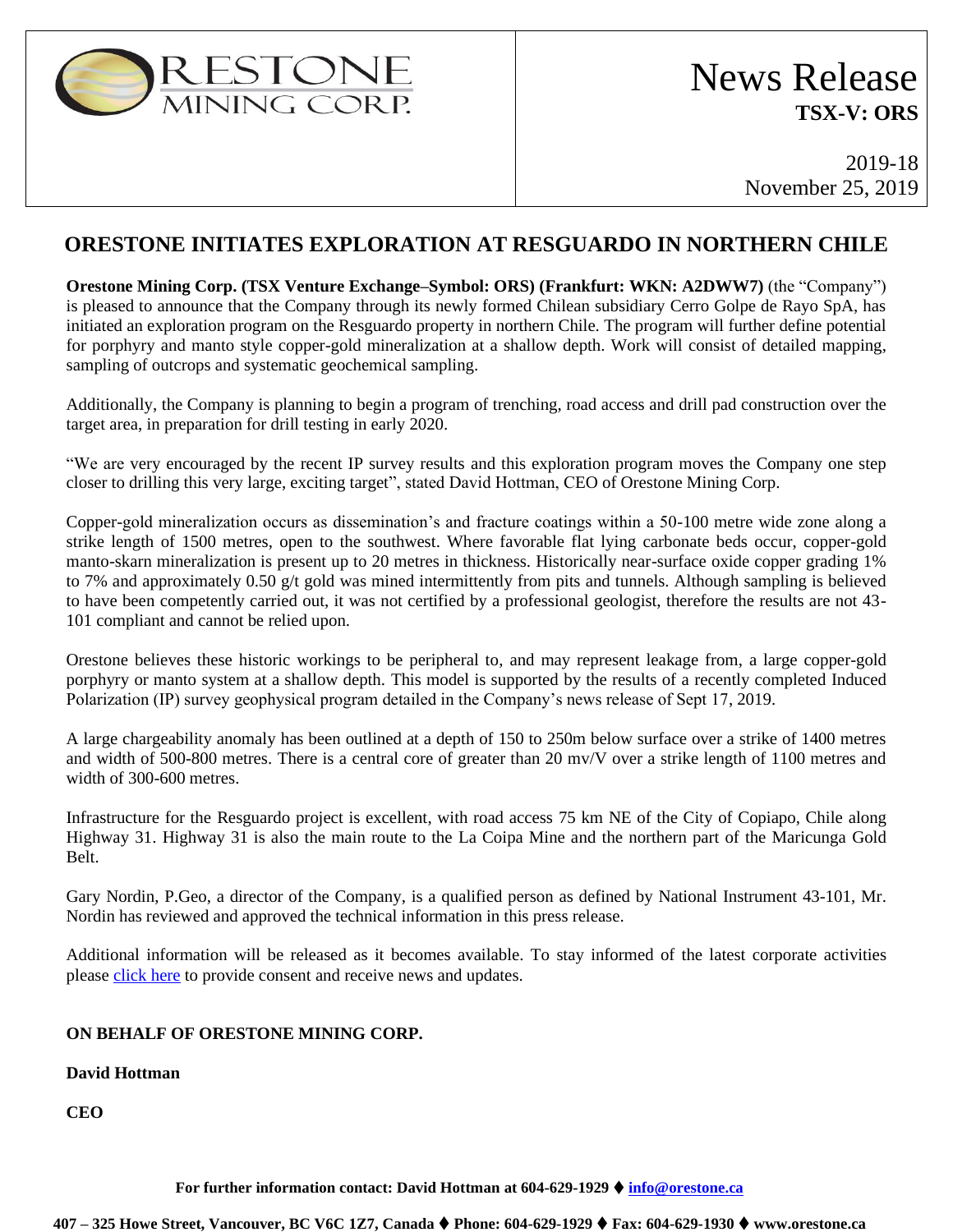**ORESTONE MINING CORP.**

# News Release
**TSX-V: ORS**

2019-18
November 25, 2019

## ORESTONE INITIATES EXPLORATION AT RESGUARDO IN NORTHERN CHILE

**Orestone Mining Corp. (TSX Venture Exchange–Symbol: ORS) (Frankfurt: WKN: A2DWW7)** (the "Company") is pleased to announce that the Company through its newly formed Chilean subsidiary Cerro Golpe de Rayo SpA, has initiated an exploration program on the Resguardo property in northern Chile. The program will further define potential for porphyry and manto style copper-gold mineralization at a shallow depth. Work will consist of detailed mapping, sampling of outcrops and systematic geochemical sampling.

Additionally, the Company is planning to begin a program of trenching, road access and drill pad construction over the target area, in preparation for drill testing in early 2020.

"We are very encouraged by the recent IP survey results and this exploration program moves the Company one step closer to drilling this very large, exciting target", stated David Hottman, CEO of Orestone Mining Corp.

Copper-gold mineralization occurs as dissemination's and fracture coatings within a 50-100 metre wide zone along a strike length of 1500 metres, open to the southwest. Where favorable flat lying carbonate beds occur, copper-gold manto-skarn mineralization is present up to 20 metres in thickness. Historically near-surface oxide copper grading 1% to 7% and approximately 0.50 g/t gold was mined intermittently from pits and tunnels. Although sampling is believed to have been competently carried out, it was not certified by a professional geologist, therefore the results are not 43-101 compliant and cannot be relied upon.

Orestone believes these historic workings to be peripheral to, and may represent leakage from, a large copper-gold porphyry or manto system at a shallow depth. This model is supported by the results of a recently completed Induced Polarization (IP) survey geophysical program detailed in the Company's news release of Sept 17, 2019.

A large chargeability anomaly has been outlined at a depth of 150 to 250m below surface over a strike of 1400 metres and width of 500-800 metres. There is a central core of greater than 20 mv/V over a strike length of 1100 metres and width of 300-600 metres.

Infrastructure for the Resguardo project is excellent, with road access 75 km NE of the City of Copiapo, Chile along Highway 31. Highway 31 is also the main route to the La Coipa Mine and the northern part of the Maricunga Gold Belt.

Gary Nordin, P.Geo, a director of the Company, is a qualified person as defined by National Instrument 43-101, Mr. Nordin has reviewed and approved the technical information in this press release.

Additional information will be released as it becomes available. To stay informed of the latest corporate activities please click here to provide consent and receive news and updates.

**ON BEHALF OF ORESTONE MINING CORP.**

**David Hottman**

**CEO**

**For further information contact: David Hottman at 604-629-1929 ♦ info@orestone.ca**

**407 – 325 Howe Street, Vancouver, BC V6C 1Z7, Canada ♦ Phone: 604-629-1929 ♦ Fax: 604-629-1930 ♦ www.orestone.ca**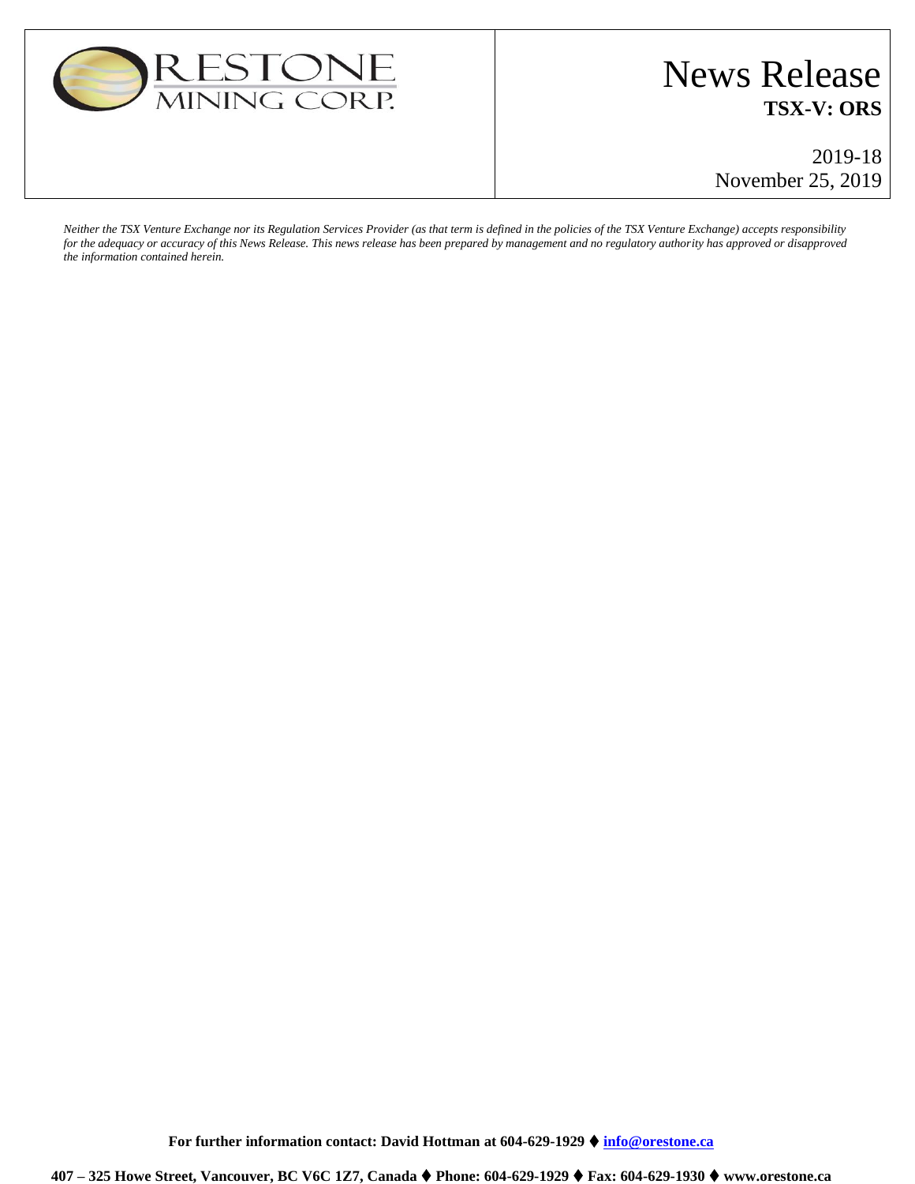| | |
|---|---|
| ORESTONE MINING CORP. | News Release<br>**TSX-V: ORS**<br><br>2019-18<br>November 25, 2019 |

*Neither the TSX Venture Exchange nor its Regulation Services Provider (as that term is defined in the policies of the TSX Venture Exchange) accepts responsibility for the adequacy or accuracy of this News Release. This news release has been prepared by management and no regulatory authority has approved or disapproved the information contained herein.*

**For further information contact: David Hottman at 604-629-1929 ♦ info@orestone.ca**

**407 – 325 Howe Street, Vancouver, BC V6C 1Z7, Canada ♦ Phone: 604-629-1929 ♦ Fax: 604-629-1930 ♦ www.orestone.ca**